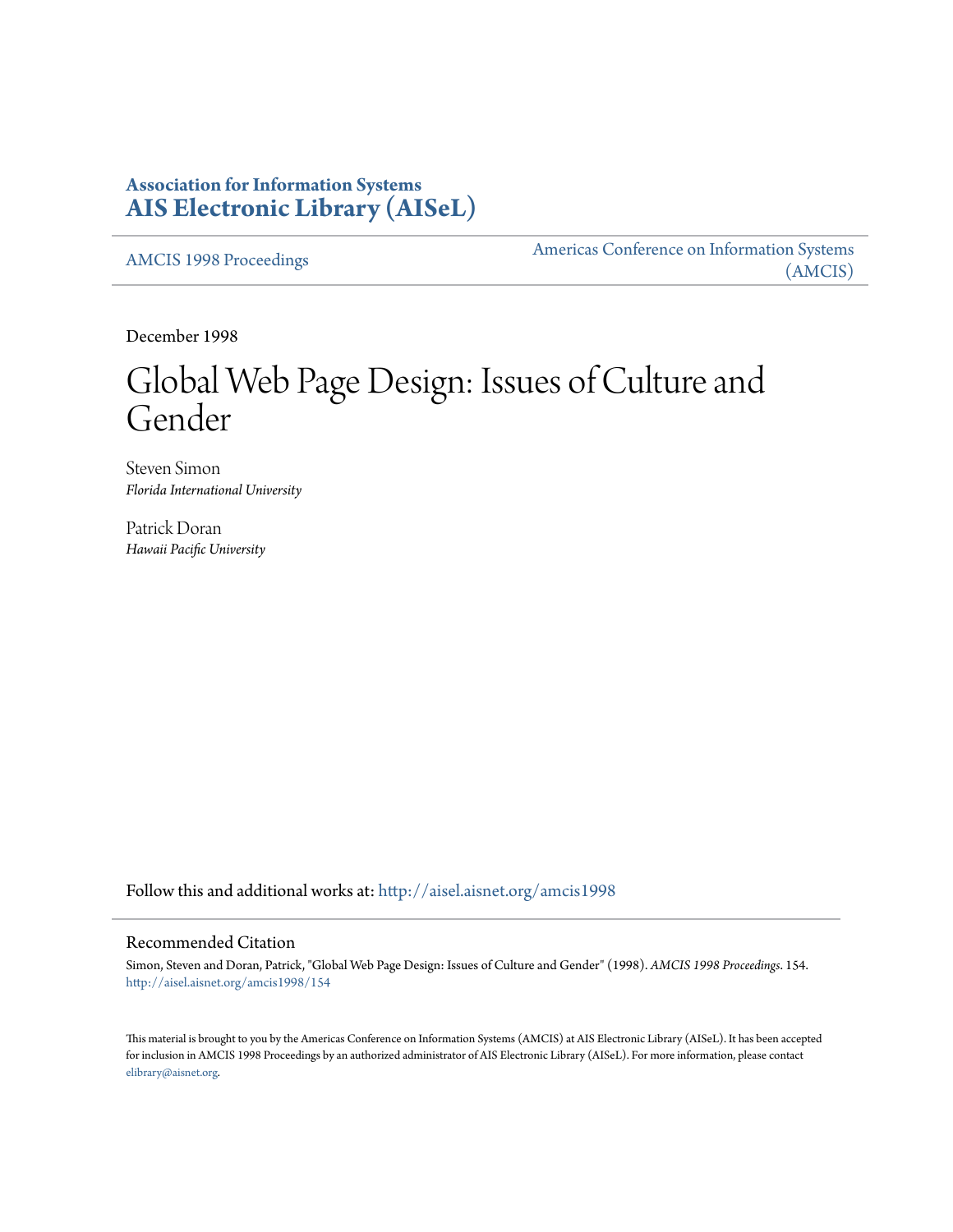# Association for Information Systems
# AIS Electronic Library (AISeL)

AMCIS 1998 Proceedings

Americas Conference on Information Systems (AMCIS)

December 1998

# Global Web Page Design: Issues of Culture and Gender

Steven Simon
*Florida International University*

Patrick Doran
*Hawaii Pacific University*

Follow this and additional works at: http://aisel.aisnet.org/amcis1998

## Recommended Citation

Simon, Steven and Doran, Patrick, "Global Web Page Design: Issues of Culture and Gender" (1998). *AMCIS 1998 Proceedings*. 154.
http://aisel.aisnet.org/amcis1998/154

This material is brought to you by the Americas Conference on Information Systems (AMCIS) at AIS Electronic Library (AISeL). It has been accepted for inclusion in AMCIS 1998 Proceedings by an authorized administrator of AIS Electronic Library (AISeL). For more information, please contact elibrary@aisnet.org.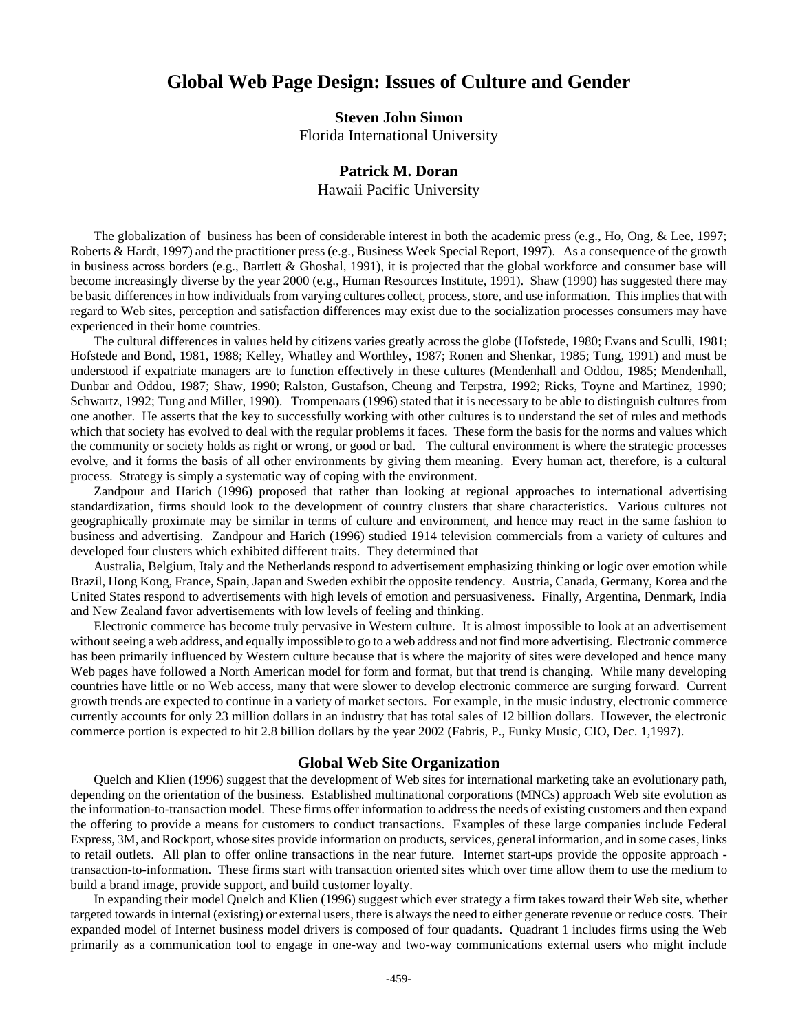# Global Web Page Design: Issues of Culture and Gender

**Steven John Simon**
Florida International University

**Patrick M. Doran**
Hawaii Pacific University

The globalization of business has been of considerable interest in both the academic press (e.g., Ho, Ong, & Lee, 1997; Roberts & Hardt, 1997) and the practitioner press (e.g., Business Week Special Report, 1997). As a consequence of the growth in business across borders (e.g., Bartlett & Ghoshal, 1991), it is projected that the global workforce and consumer base will become increasingly diverse by the year 2000 (e.g., Human Resources Institute, 1991). Shaw (1990) has suggested there may be basic differences in how individuals from varying cultures collect, process, store, and use information. This implies that with regard to Web sites, perception and satisfaction differences may exist due to the socialization processes consumers may have experienced in their home countries.

The cultural differences in values held by citizens varies greatly across the globe (Hofstede, 1980; Evans and Sculli, 1981; Hofstede and Bond, 1981, 1988; Kelley, Whatley and Worthley, 1987; Ronen and Shenkar, 1985; Tung, 1991) and must be understood if expatriate managers are to function effectively in these cultures (Mendenhall and Oddou, 1985; Mendenhall, Dunbar and Oddou, 1987; Shaw, 1990; Ralston, Gustafson, Cheung and Terpstra, 1992; Ricks, Toyne and Martinez, 1990; Schwartz, 1992; Tung and Miller, 1990). Trompenaars (1996) stated that it is necessary to be able to distinguish cultures from one another. He asserts that the key to successfully working with other cultures is to understand the set of rules and methods which that society has evolved to deal with the regular problems it faces. These form the basis for the norms and values which the community or society holds as right or wrong, or good or bad. The cultural environment is where the strategic processes evolve, and it forms the basis of all other environments by giving them meaning. Every human act, therefore, is a cultural process. Strategy is simply a systematic way of coping with the environment.

Zandpour and Harich (1996) proposed that rather than looking at regional approaches to international advertising standardization, firms should look to the development of country clusters that share characteristics. Various cultures not geographically proximate may be similar in terms of culture and environment, and hence may react in the same fashion to business and advertising. Zandpour and Harich (1996) studied 1914 television commercials from a variety of cultures and developed four clusters which exhibited different traits. They determined that

Australia, Belgium, Italy and the Netherlands respond to advertisement emphasizing thinking or logic over emotion while Brazil, Hong Kong, France, Spain, Japan and Sweden exhibit the opposite tendency. Austria, Canada, Germany, Korea and the United States respond to advertisements with high levels of emotion and persuasiveness. Finally, Argentina, Denmark, India and New Zealand favor advertisements with low levels of feeling and thinking.

Electronic commerce has become truly pervasive in Western culture. It is almost impossible to look at an advertisement without seeing a web address, and equally impossible to go to a web address and not find more advertising. Electronic commerce has been primarily influenced by Western culture because that is where the majority of sites were developed and hence many Web pages have followed a North American model for form and format, but that trend is changing. While many developing countries have little or no Web access, many that were slower to develop electronic commerce are surging forward. Current growth trends are expected to continue in a variety of market sectors. For example, in the music industry, electronic commerce currently accounts for only 23 million dollars in an industry that has total sales of 12 billion dollars. However, the electronic commerce portion is expected to hit 2.8 billion dollars by the year 2002 (Fabris, P., Funky Music, CIO, Dec. 1,1997).

## Global Web Site Organization

Quelch and Klien (1996) suggest that the development of Web sites for international marketing take an evolutionary path, depending on the orientation of the business. Established multinational corporations (MNCs) approach Web site evolution as the information-to-transaction model. These firms offer information to address the needs of existing customers and then expand the offering to provide a means for customers to conduct transactions. Examples of these large companies include Federal Express, 3M, and Rockport, whose sites provide information on products, services, general information, and in some cases, links to retail outlets. All plan to offer online transactions in the near future. Internet start-ups provide the opposite approach - transaction-to-information. These firms start with transaction oriented sites which over time allow them to use the medium to build a brand image, provide support, and build customer loyalty.

In expanding their model Quelch and Klien (1996) suggest which ever strategy a firm takes toward their Web site, whether targeted towards in internal (existing) or external users, there is always the need to either generate revenue or reduce costs. Their expanded model of Internet business model drivers is composed of four quadants. Quadrant 1 includes firms using the Web primarily as a communication tool to engage in one-way and two-way communications external users who might include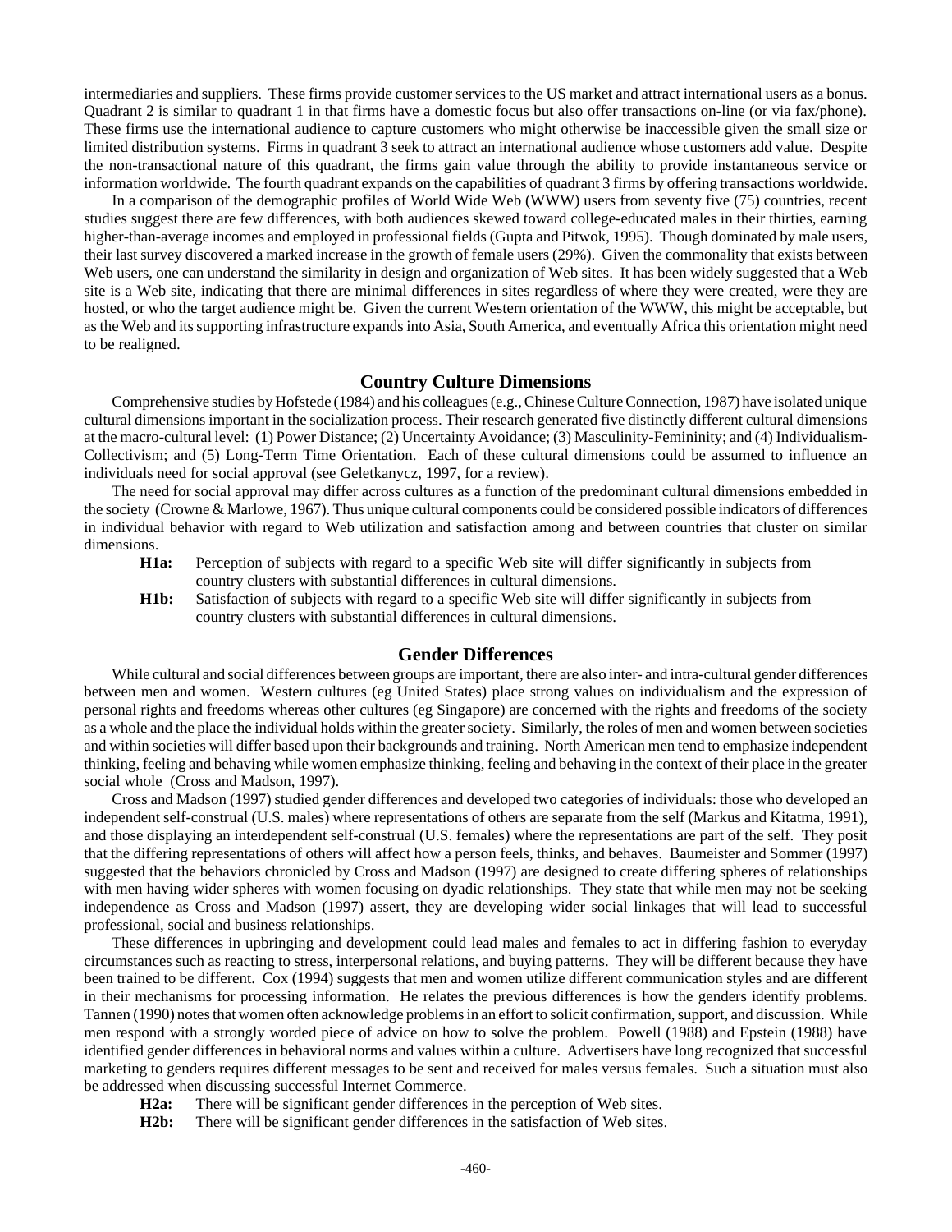intermediaries and suppliers. These firms provide customer services to the US market and attract international users as a bonus. Quadrant 2 is similar to quadrant 1 in that firms have a domestic focus but also offer transactions on-line (or via fax/phone). These firms use the international audience to capture customers who might otherwise be inaccessible given the small size or limited distribution systems. Firms in quadrant 3 seek to attract an international audience whose customers add value. Despite the non-transactional nature of this quadrant, the firms gain value through the ability to provide instantaneous service or information worldwide. The fourth quadrant expands on the capabilities of quadrant 3 firms by offering transactions worldwide.

In a comparison of the demographic profiles of World Wide Web (WWW) users from seventy five (75) countries, recent studies suggest there are few differences, with both audiences skewed toward college-educated males in their thirties, earning higher-than-average incomes and employed in professional fields (Gupta and Pitwok, 1995). Though dominated by male users, their last survey discovered a marked increase in the growth of female users (29%). Given the commonality that exists between Web users, one can understand the similarity in design and organization of Web sites. It has been widely suggested that a Web site is a Web site, indicating that there are minimal differences in sites regardless of where they were created, were they are hosted, or who the target audience might be. Given the current Western orientation of the WWW, this might be acceptable, but as the Web and its supporting infrastructure expands into Asia, South America, and eventually Africa this orientation might need to be realigned.

## Country Culture Dimensions

Comprehensive studies by Hofstede (1984) and his colleagues (e.g., Chinese Culture Connection, 1987) have isolated unique cultural dimensions important in the socialization process. Their research generated five distinctly different cultural dimensions at the macro-cultural level: (1) Power Distance; (2) Uncertainty Avoidance; (3) Masculinity-Femininity; and (4) Individualism-Collectivism; and (5) Long-Term Time Orientation. Each of these cultural dimensions could be assumed to influence an individuals need for social approval (see Geletkanycz, 1997, for a review).

The need for social approval may differ across cultures as a function of the predominant cultural dimensions embedded in the society (Crowne & Marlowe, 1967). Thus unique cultural components could be considered possible indicators of differences in individual behavior with regard to Web utilization and satisfaction among and between countries that cluster on similar dimensions.

**H1a:** Perception of subjects with regard to a specific Web site will differ significantly in subjects from country clusters with substantial differences in cultural dimensions.

**H1b:** Satisfaction of subjects with regard to a specific Web site will differ significantly in subjects from country clusters with substantial differences in cultural dimensions.

## Gender Differences

While cultural and social differences between groups are important, there are also inter- and intra-cultural gender differences between men and women. Western cultures (eg United States) place strong values on individualism and the expression of personal rights and freedoms whereas other cultures (eg Singapore) are concerned with the rights and freedoms of the society as a whole and the place the individual holds within the greater society. Similarly, the roles of men and women between societies and within societies will differ based upon their backgrounds and training. North American men tend to emphasize independent thinking, feeling and behaving while women emphasize thinking, feeling and behaving in the context of their place in the greater social whole (Cross and Madson, 1997).

Cross and Madson (1997) studied gender differences and developed two categories of individuals: those who developed an independent self-construal (U.S. males) where representations of others are separate from the self (Markus and Kitatma, 1991), and those displaying an interdependent self-construal (U.S. females) where the representations are part of the self. They posit that the differing representations of others will affect how a person feels, thinks, and behaves. Baumeister and Sommer (1997) suggested that the behaviors chronicled by Cross and Madson (1997) are designed to create differing spheres of relationships with men having wider spheres with women focusing on dyadic relationships. They state that while men may not be seeking independence as Cross and Madson (1997) assert, they are developing wider social linkages that will lead to successful professional, social and business relationships.

These differences in upbringing and development could lead males and females to act in differing fashion to everyday circumstances such as reacting to stress, interpersonal relations, and buying patterns. They will be different because they have been trained to be different. Cox (1994) suggests that men and women utilize different communication styles and are different in their mechanisms for processing information. He relates the previous differences is how the genders identify problems. Tannen (1990) notes that women often acknowledge problems in an effort to solicit confirmation, support, and discussion. While men respond with a strongly worded piece of advice on how to solve the problem. Powell (1988) and Epstein (1988) have identified gender differences in behavioral norms and values within a culture. Advertisers have long recognized that successful marketing to genders requires different messages to be sent and received for males versus females. Such a situation must also be addressed when discussing successful Internet Commerce.

**H2a:** There will be significant gender differences in the perception of Web sites.

**H2b:** There will be significant gender differences in the satisfaction of Web sites.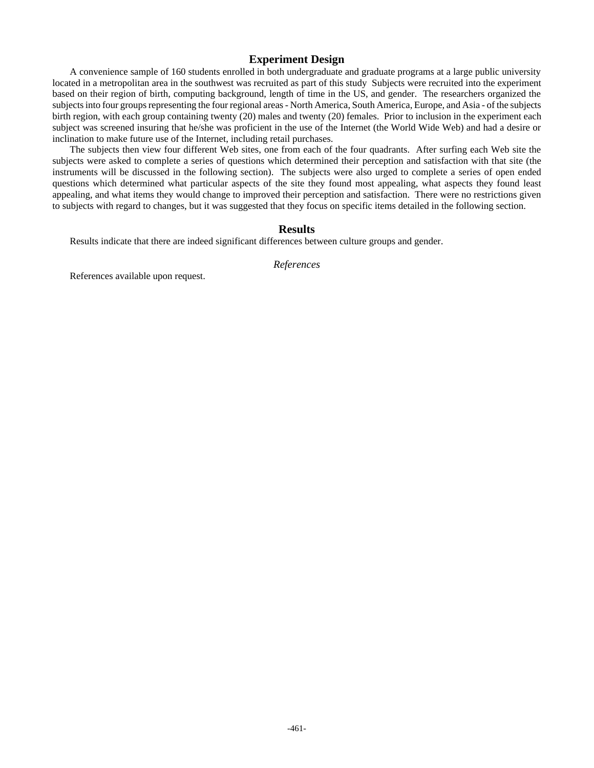## Experiment Design

A convenience sample of 160 students enrolled in both undergraduate and graduate programs at a large public university located in a metropolitan area in the southwest was recruited as part of this study Subjects were recruited into the experiment based on their region of birth, computing background, length of time in the US, and gender. The researchers organized the subjects into four groups representing the four regional areas - North America, South America, Europe, and Asia - of the subjects birth region, with each group containing twenty (20) males and twenty (20) females. Prior to inclusion in the experiment each subject was screened insuring that he/she was proficient in the use of the Internet (the World Wide Web) and had a desire or inclination to make future use of the Internet, including retail purchases.

The subjects then view four different Web sites, one from each of the four quadrants. After surfing each Web site the subjects were asked to complete a series of questions which determined their perception and satisfaction with that site (the instruments will be discussed in the following section). The subjects were also urged to complete a series of open ended questions which determined what particular aspects of the site they found most appealing, what aspects they found least appealing, and what items they would change to improved their perception and satisfaction. There were no restrictions given to subjects with regard to changes, but it was suggested that they focus on specific items detailed in the following section.

## Results

Results indicate that there are indeed significant differences between culture groups and gender.

### *References*

References available upon request.